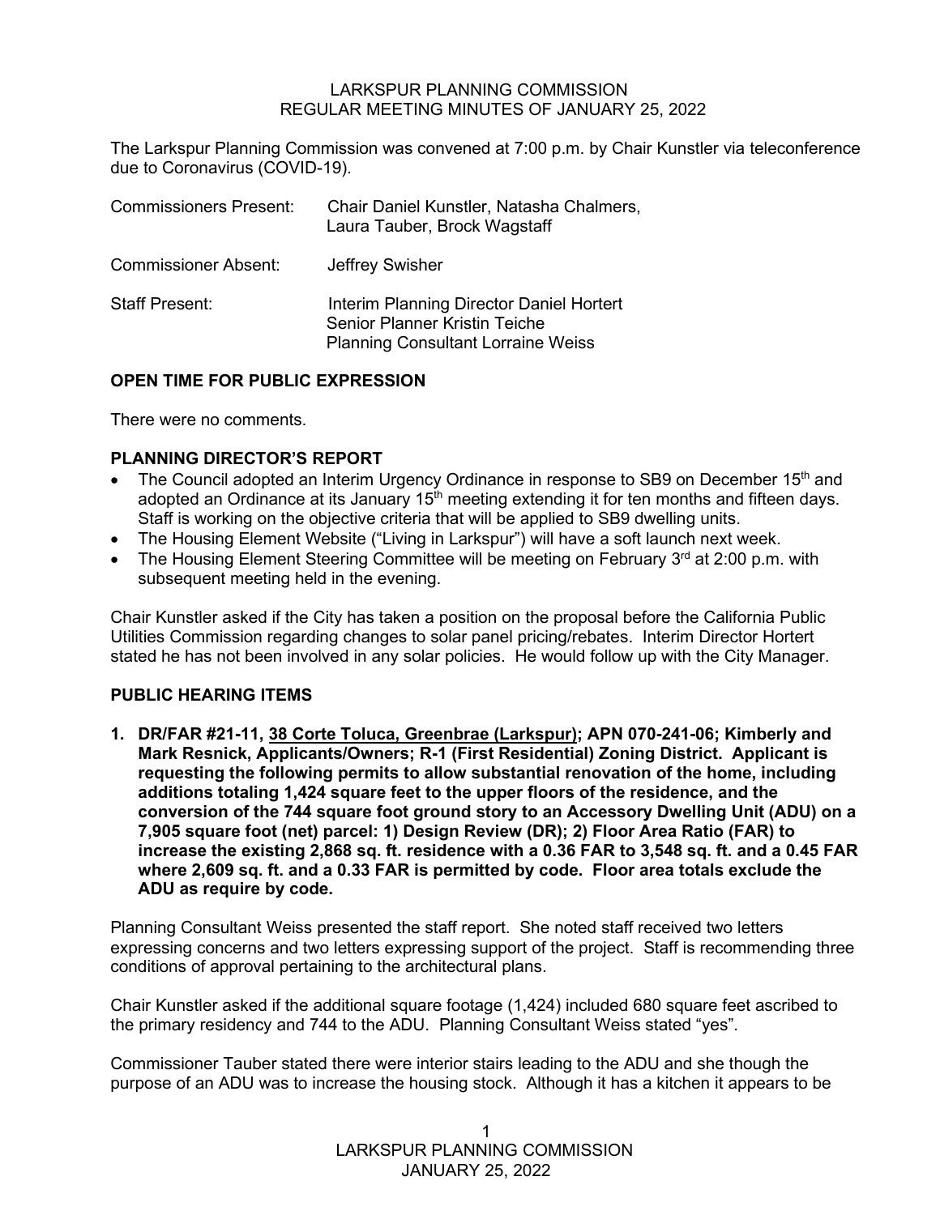# LARKSPUR PLANNING COMMISSION
## REGULAR MEETING MINUTES OF JANUARY 25, 2022

The Larkspur Planning Commission was convened at 7:00 p.m. by Chair Kunstler via teleconference due to Coronavirus (COVID-19).

| | |
|---|---|
| Commissioners Present: | Chair Daniel Kunstler, Natasha Chalmers, Laura Tauber, Brock Wagstaff |
| Commissioner Absent: | Jeffrey Swisher |
| Staff Present: | Interim Planning Director Daniel Hortert<br>Senior Planner Kristin Teiche<br>Planning Consultant Lorraine Weiss |

**OPEN TIME FOR PUBLIC EXPRESSION**

There were no comments.

**PLANNING DIRECTOR'S REPORT**

- The Council adopted an Interim Urgency Ordinance in response to SB9 on December 15th and adopted an Ordinance at its January 15th meeting extending it for ten months and fifteen days. Staff is working on the objective criteria that will be applied to SB9 dwelling units.
- The Housing Element Website ("Living in Larkspur") will have a soft launch next week.
- The Housing Element Steering Committee will be meeting on February 3rd at 2:00 p.m. with subsequent meeting held in the evening.

Chair Kunstler asked if the City has taken a position on the proposal before the California Public Utilities Commission regarding changes to solar panel pricing/rebates. Interim Director Hortert stated he has not been involved in any solar policies. He would follow up with the City Manager.

**PUBLIC HEARING ITEMS**

**1. DR/FAR #21-11, <u>38 Corte Toluca, Greenbrae (Larkspur)</u>; APN 070-241-06; Kimberly and Mark Resnick, Applicants/Owners; R-1 (First Residential) Zoning District. Applicant is requesting the following permits to allow substantial renovation of the home, including additions totaling 1,424 square feet to the upper floors of the residence, and the conversion of the 744 square foot ground story to an Accessory Dwelling Unit (ADU) on a 7,905 square foot (net) parcel: 1) Design Review (DR); 2) Floor Area Ratio (FAR) to increase the existing 2,868 sq. ft. residence with a 0.36 FAR to 3,548 sq. ft. and a 0.45 FAR where 2,609 sq. ft. and a 0.33 FAR is permitted by code. Floor area totals exclude the ADU as require by code.**

Planning Consultant Weiss presented the staff report. She noted staff received two letters expressing concerns and two letters expressing support of the project. Staff is recommending three conditions of approval pertaining to the architectural plans.

Chair Kunstler asked if the additional square footage (1,424) included 680 square feet ascribed to the primary residency and 744 to the ADU. Planning Consultant Weiss stated "yes".

Commissioner Tauber stated there were interior stairs leading to the ADU and she though the purpose of an ADU was to increase the housing stock. Although it has a kitchen it appears to be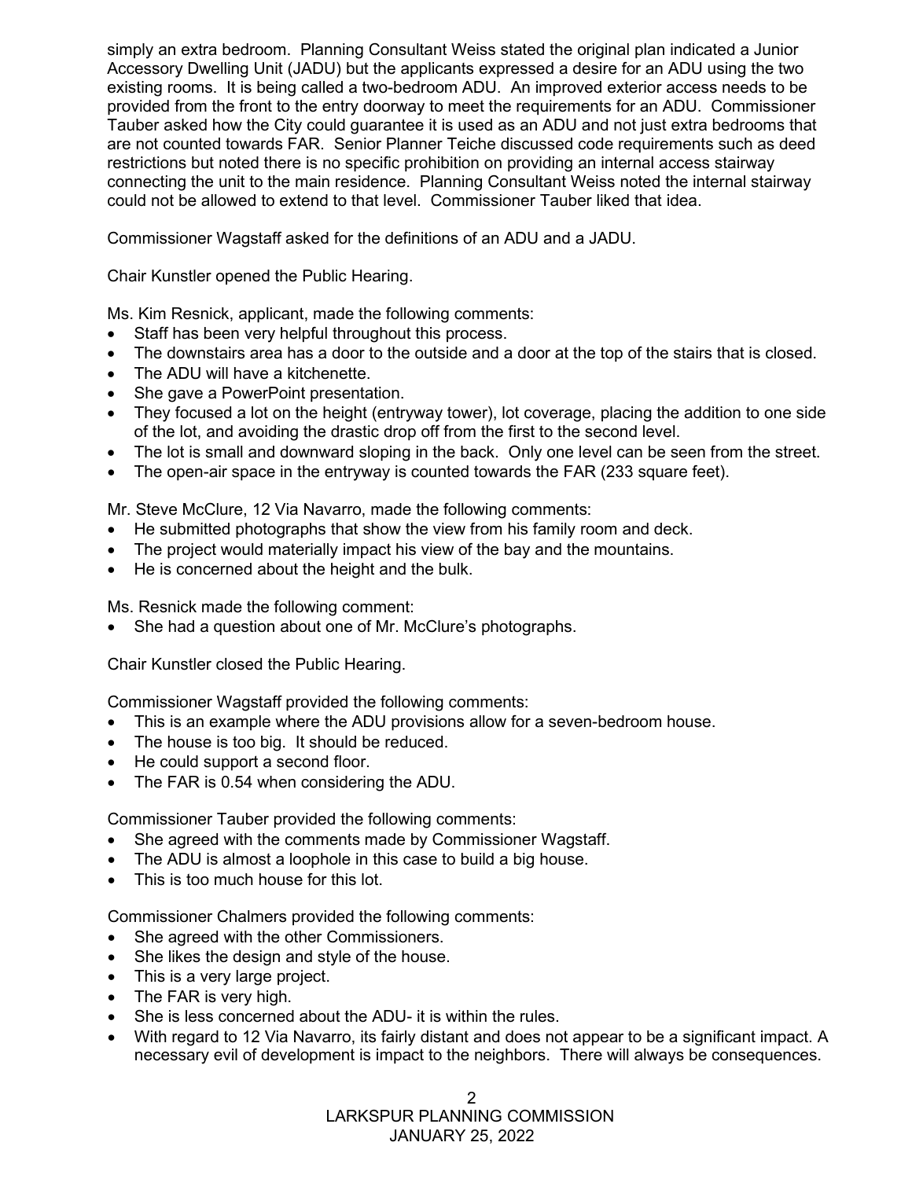simply an extra bedroom. Planning Consultant Weiss stated the original plan indicated a Junior Accessory Dwelling Unit (JADU) but the applicants expressed a desire for an ADU using the two existing rooms. It is being called a two-bedroom ADU. An improved exterior access needs to be provided from the front to the entry doorway to meet the requirements for an ADU. Commissioner Tauber asked how the City could guarantee it is used as an ADU and not just extra bedrooms that are not counted towards FAR. Senior Planner Teiche discussed code requirements such as deed restrictions but noted there is no specific prohibition on providing an internal access stairway connecting the unit to the main residence. Planning Consultant Weiss noted the internal stairway could not be allowed to extend to that level. Commissioner Tauber liked that idea.

Commissioner Wagstaff asked for the definitions of an ADU and a JADU.

Chair Kunstler opened the Public Hearing.

Ms. Kim Resnick, applicant, made the following comments:

- Staff has been very helpful throughout this process.
- The downstairs area has a door to the outside and a door at the top of the stairs that is closed.
- The ADU will have a kitchenette.
- She gave a PowerPoint presentation.
- They focused a lot on the height (entryway tower), lot coverage, placing the addition to one side of the lot, and avoiding the drastic drop off from the first to the second level.
- The lot is small and downward sloping in the back. Only one level can be seen from the street.
- The open-air space in the entryway is counted towards the FAR (233 square feet).

Mr. Steve McClure, 12 Via Navarro, made the following comments:

- He submitted photographs that show the view from his family room and deck.
- The project would materially impact his view of the bay and the mountains.
- He is concerned about the height and the bulk.

Ms. Resnick made the following comment:

- She had a question about one of Mr. McClure's photographs.

Chair Kunstler closed the Public Hearing.

Commissioner Wagstaff provided the following comments:

- This is an example where the ADU provisions allow for a seven-bedroom house.
- The house is too big. It should be reduced.
- He could support a second floor.
- The FAR is 0.54 when considering the ADU.

Commissioner Tauber provided the following comments:

- She agreed with the comments made by Commissioner Wagstaff.
- The ADU is almost a loophole in this case to build a big house.
- This is too much house for this lot.

Commissioner Chalmers provided the following comments:

- She agreed with the other Commissioners.
- She likes the design and style of the house.
- This is a very large project.
- The FAR is very high.
- She is less concerned about the ADU- it is within the rules.
- With regard to 12 Via Navarro, its fairly distant and does not appear to be a significant impact. A necessary evil of development is impact to the neighbors. There will always be consequences.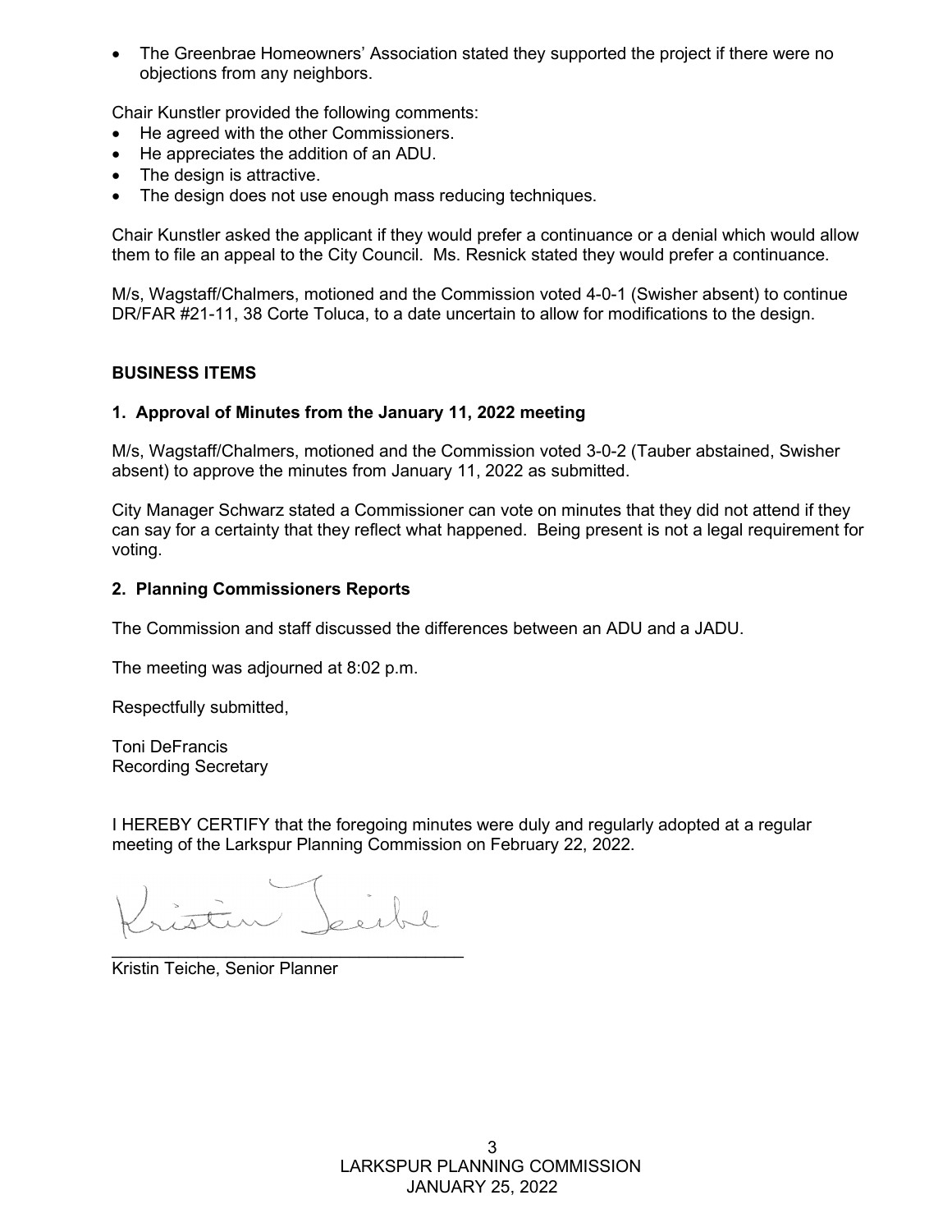- The Greenbrae Homeowners' Association stated they supported the project if there were no objections from any neighbors.

Chair Kunstler provided the following comments:

- He agreed with the other Commissioners.
- He appreciates the addition of an ADU.
- The design is attractive.
- The design does not use enough mass reducing techniques.

Chair Kunstler asked the applicant if they would prefer a continuance or a denial which would allow them to file an appeal to the City Council. Ms. Resnick stated they would prefer a continuance.

M/s, Wagstaff/Chalmers, motioned and the Commission voted 4-0-1 (Swisher absent) to continue DR/FAR #21-11, 38 Corte Toluca, to a date uncertain to allow for modifications to the design.

**BUSINESS ITEMS**

**1. Approval of Minutes from the January 11, 2022 meeting**

M/s, Wagstaff/Chalmers, motioned and the Commission voted 3-0-2 (Tauber abstained, Swisher absent) to approve the minutes from January 11, 2022 as submitted.

City Manager Schwarz stated a Commissioner can vote on minutes that they did not attend if they can say for a certainty that they reflect what happened. Being present is not a legal requirement for voting.

**2. Planning Commissioners Reports**

The Commission and staff discussed the differences between an ADU and a JADU.

The meeting was adjourned at 8:02 p.m.

Respectfully submitted,

Toni DeFrancis
Recording Secretary

I HEREBY CERTIFY that the foregoing minutes were duly and regularly adopted at a regular meeting of the Larkspur Planning Commission on February 22, 2022.

Kristin Teiche

\_\_\_\_\_\_\_\_\_\_\_\_\_\_\_\_\_\_\_\_\_\_\_\_\_\_\_\_\_\_\_\_\_\_\_\_\_\_

Kristin Teiche, Senior Planner